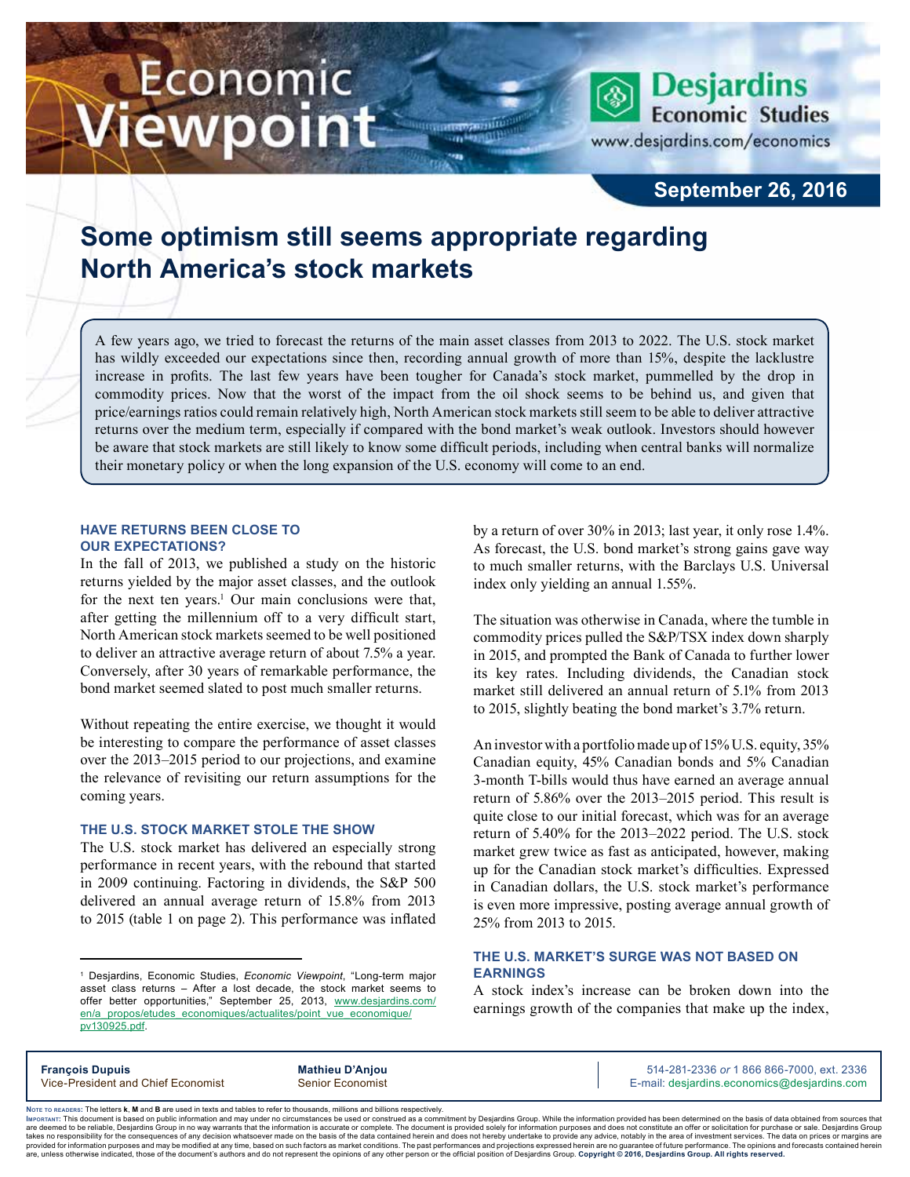# Economic Viewpoint

**Desjardins Economic Studies**
www.desjardins.com/economics

**September 26, 2016**

## Some optimism still seems appropriate regarding North America's stock markets

A few years ago, we tried to forecast the returns of the main asset classes from 2013 to 2022. The U.S. stock market has wildly exceeded our expectations since then, recording annual growth of more than 15%, despite the lacklustre increase in profits. The last few years have been tougher for Canada's stock market, pummelled by the drop in commodity prices. Now that the worst of the impact from the oil shock seems to be behind us, and given that price/earnings ratios could remain relatively high, North American stock markets still seem to be able to deliver attractive returns over the medium term, especially if compared with the bond market's weak outlook. Investors should however be aware that stock markets are still likely to know some difficult periods, including when central banks will normalize their monetary policy or when the long expansion of the U.S. economy will come to an end.

### HAVE RETURNS BEEN CLOSE TO OUR EXPECTATIONS?

In the fall of 2013, we published a study on the historic returns yielded by the major asset classes, and the outlook for the next ten years.[1] Our main conclusions were that, after getting the millennium off to a very difficult start, North American stock markets seemed to be well positioned to deliver an attractive average return of about 7.5% a year. Conversely, after 30 years of remarkable performance, the bond market seemed slated to post much smaller returns.

Without repeating the entire exercise, we thought it would be interesting to compare the performance of asset classes over the 2013–2015 period to our projections, and examine the relevance of revisiting our return assumptions for the coming years.

### THE U.S. STOCK MARKET STOLE THE SHOW

The U.S. stock market has delivered an especially strong performance in recent years, with the rebound that started in 2009 continuing. Factoring in dividends, the S&P 500 delivered an annual average return of 15.8% from 2013 to 2015 (table 1 on page 2). This performance was inflated by a return of over 30% in 2013; last year, it only rose 1.4%. As forecast, the U.S. bond market's strong gains gave way to much smaller returns, with the Barclays U.S. Universal index only yielding an annual 1.55%.

The situation was otherwise in Canada, where the tumble in commodity prices pulled the S&P/TSX index down sharply in 2015, and prompted the Bank of Canada to further lower its key rates. Including dividends, the Canadian stock market still delivered an annual return of 5.1% from 2013 to 2015, slightly beating the bond market's 3.7% return.

An investor with a portfolio made up of 15% U.S. equity, 35% Canadian equity, 45% Canadian bonds and 5% Canadian 3-month T-bills would thus have earned an average annual return of 5.86% over the 2013–2015 period. This result is quite close to our initial forecast, which was for an average return of 5.40% for the 2013–2022 period. The U.S. stock market grew twice as fast as anticipated, however, making up for the Canadian stock market's difficulties. Expressed in Canadian dollars, the U.S. stock market's performance is even more impressive, posting average annual growth of 25% from 2013 to 2015.

### THE U.S. MARKET'S SURGE WAS NOT BASED ON EARNINGS

A stock index's increase can be broken down into the earnings growth of the companies that make up the index,

[1] Desjardins, Economic Studies, *Economic Viewpoint*, "Long-term major asset class returns – After a lost decade, the stock market seems to offer better opportunities," September 25, 2013, www.desjardins.com/en/a_propos/etudes_economiques/actualites/point_vue_economique/pv130925.pdf.

**François Dupuis**
Vice-President and Chief Economist

**Mathieu D'Anjou**
Senior Economist

514-281-2336 *or* 1 866 866-7000, ext. 2336
E-mail: desjardins.economics@desjardins.com

Note to readers: The letters **k**, **M** and **B** are used in texts and tables to refer to thousands, millions and billions respectively.
Important: This document is based on public information and may under no circumstances be used or construed as a commitment by Desjardins Group. While the information provided has been determined on the basis of data obtained from sources that are deemed to be reliable, Desjardins Group in no way warrants that the information is accurate or complete. The document is provided solely for information purposes and does not constitute an offer or solicitation for purchase or sale. Desjardins Group takes no responsibility for the consequences of any decision whatsoever made on the basis of the data contained herein and does not hereby undertake to provide any advice, notably in the area of investment services. The data on prices or margins are provided for information purposes and may be modified at any time, based on such factors as market conditions. The past performances and projections expressed herein are no guarantee of future performance. The opinions and forecasts contained herein are, unless otherwise indicated, those of the document's authors and do not represent the opinions of any other person or the official position of Desjardins Group. **Copyright © 2016, Desjardins Group. All rights reserved.**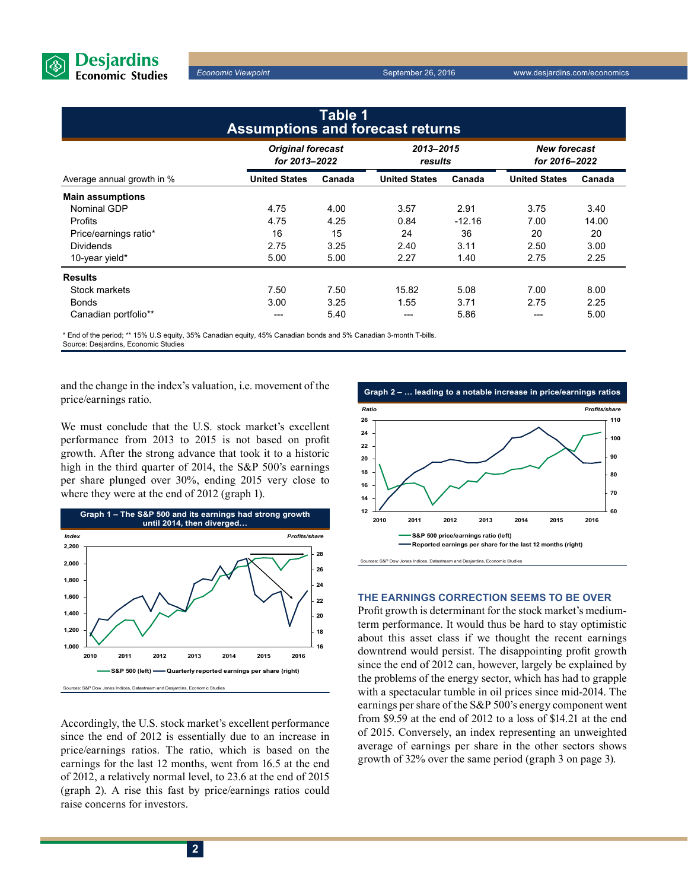**Table 1**
**Assumptions and forecast returns**

| Average annual growth in % | *Original forecast for 2013–2022* United States | Canada | *2013–2015 results* United States | Canada | *New forecast for 2016–2022* United States | Canada |
|---|---|---|---|---|---|---|
| **Main assumptions** | | | | | | |
| Nominal GDP | 4.75 | 4.00 | 3.57 | 2.91 | 3.75 | 3.40 |
| Profits | 4.75 | 4.25 | 0.84 | -12.16 | 7.00 | 14.00 |
| Price/earnings ratio* | 16 | 15 | 24 | 36 | 20 | 20 |
| Dividends | 2.75 | 3.25 | 2.40 | 3.11 | 2.50 | 3.00 |
| 10-year yield* | 5.00 | 5.00 | 2.27 | 1.40 | 2.75 | 2.25 |
| **Results** | | | | | | |
| Stock markets | 7.50 | 7.50 | 15.82 | 5.08 | 7.00 | 8.00 |
| Bonds | 3.00 | 3.25 | 1.55 | 3.71 | 2.75 | 2.25 |
| Canadian portfolio** | --- | 5.40 | --- | 5.86 | --- | 5.00 |

\* End of the period; ** 15% U.S equity, 35% Canadian equity, 45% Canadian bonds and 5% Canadian 3-month T-bills.
Source: Desjardins, Economic Studies

and the change in the index's valuation, i.e. movement of the price/earnings ratio.

We must conclude that the U.S. stock market's excellent performance from 2013 to 2015 is not based on profit growth. After the strong advance that took it to a historic high in the third quarter of 2014, the S&P 500's earnings per share plunged over 30%, ending 2015 very close to where they were at the end of 2012 (graph 1).

**Graph 1 – The S&P 500 and its earnings had strong growth until 2014, then diverged…**

Sources: S&P Dow Jones Indices, Datastream and Desjardins, Economic Studies

Accordingly, the U.S. stock market's excellent performance since the end of 2012 is essentially due to an increase in price/earnings ratios. The ratio, which is based on the earnings for the last 12 months, went from 16.5 at the end of 2012, a relatively normal level, to 23.6 at the end of 2015 (graph 2). A rise this fast by price/earnings ratios could raise concerns for investors.

**Graph 2 – … leading to a notable increase in price/earnings ratios**

Sources: S&P Dow Jones Indices, Datastream and Desjardins, Economic Studies

## THE EARNINGS CORRECTION SEEMS TO BE OVER

Profit growth is determinant for the stock market's medium-term performance. It would thus be hard to stay optimistic about this asset class if we thought the recent earnings downtrend would persist. The disappointing profit growth since the end of 2012 can, however, largely be explained by the problems of the energy sector, which has had to grapple with a spectacular tumble in oil prices since mid-2014. The earnings per share of the S&P 500's energy component went from $9.59 at the end of 2012 to a loss of $14.21 at the end of 2015. Conversely, an index representing an unweighted average of earnings per share in the other sectors shows growth of 32% over the same period (graph 3 on page 3).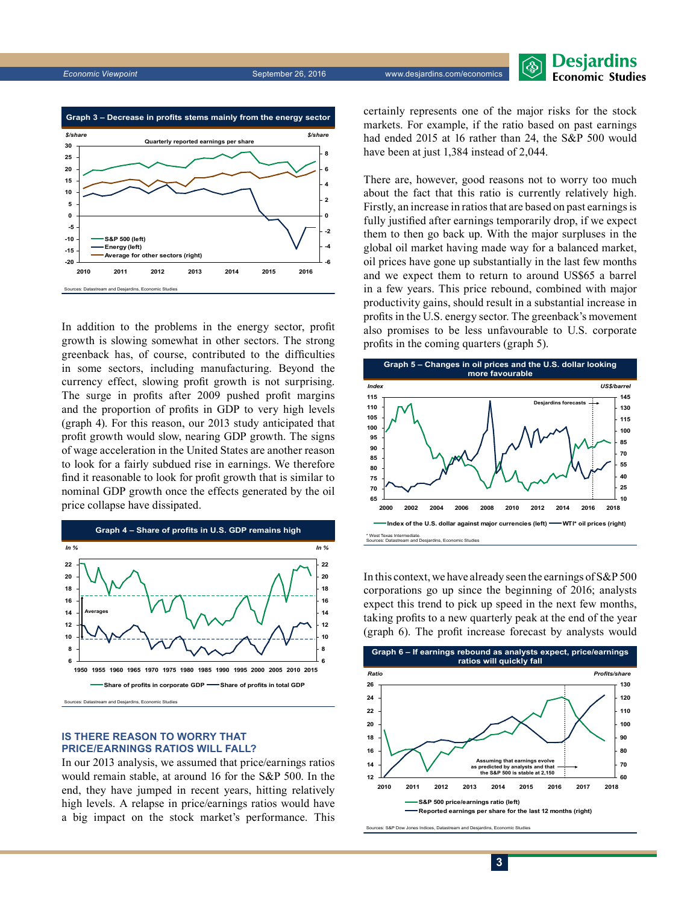**Graph 3 – Decrease in profits stems mainly from the energy sector**

Sources: Datastream and Desjardins, Economic Studies

In addition to the problems in the energy sector, profit growth is slowing somewhat in other sectors. The strong greenback has, of course, contributed to the difficulties in some sectors, including manufacturing. Beyond the currency effect, slowing profit growth is not surprising. The surge in profits after 2009 pushed profit margins and the proportion of profits in GDP to very high levels (graph 4). For this reason, our 2013 study anticipated that profit growth would slow, nearing GDP growth. The signs of wage acceleration in the United States are another reason to look for a fairly subdued rise in earnings. We therefore find it reasonable to look for profit growth that is similar to nominal GDP growth once the effects generated by the oil price collapse have dissipated.

**Graph 4 – Share of profits in U.S. GDP remains high**

Sources: Datastream and Desjardins, Economic Studies

## IS THERE REASON TO WORRY THAT PRICE/EARNINGS RATIOS WILL FALL?

In our 2013 analysis, we assumed that price/earnings ratios would remain stable, at around 16 for the S&P 500. In the end, they have jumped in recent years, hitting relatively high levels. A relapse in price/earnings ratios would have a big impact on the stock market's performance. This certainly represents one of the major risks for the stock markets. For example, if the ratio based on past earnings had ended 2015 at 16 rather than 24, the S&P 500 would have been at just 1,384 instead of 2,044.

There are, however, good reasons not to worry too much about the fact that this ratio is currently relatively high. Firstly, an increase in ratios that are based on past earnings is fully justified after earnings temporarily drop, if we expect them to then go back up. With the major surpluses in the global oil market having made way for a balanced market, oil prices have gone up substantially in the last few months and we expect them to return to around US$65 a barrel in a few years. This price rebound, combined with major productivity gains, should result in a substantial increase in profits in the U.S. energy sector. The greenback's movement also promises to be less unfavourable to U.S. corporate profits in the coming quarters (graph 5).

**Graph 5 – Changes in oil prices and the U.S. dollar looking more favourable**

\* West Texas Intermediate.
Sources: Datastream and Desjardins, Economic Studies

In this context, we have already seen the earnings of S&P 500 corporations go up since the beginning of 2016; analysts expect this trend to pick up speed in the next few months, taking profits to a new quarterly peak at the end of the year (graph 6). The profit increase forecast by analysts would

**Graph 6 – If earnings rebound as analysts expect, price/earnings ratios will quickly fall**

Sources: S&P Dow Jones Indices, Datastream and Desjardins, Economic Studies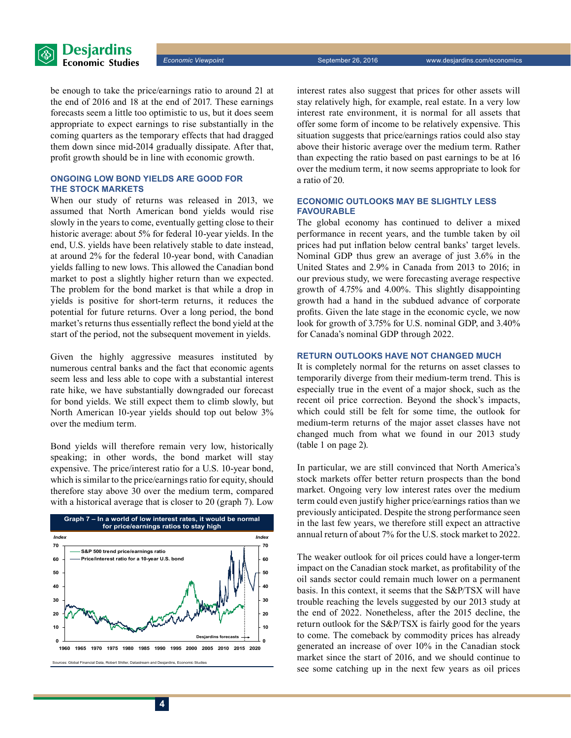be enough to take the price/earnings ratio to around 21 at the end of 2016 and 18 at the end of 2017. These earnings forecasts seem a little too optimistic to us, but it does seem appropriate to expect earnings to rise substantially in the coming quarters as the temporary effects that had dragged them down since mid-2014 gradually dissipate. After that, profit growth should be in line with economic growth.

### ONGOING LOW BOND YIELDS ARE GOOD FOR THE STOCK MARKETS

When our study of returns was released in 2013, we assumed that North American bond yields would rise slowly in the years to come, eventually getting close to their historic average: about 5% for federal 10-year yields. In the end, U.S. yields have been relatively stable to date instead, at around 2% for the federal 10-year bond, with Canadian yields falling to new lows. This allowed the Canadian bond market to post a slightly higher return than we expected. The problem for the bond market is that while a drop in yields is positive for short-term returns, it reduces the potential for future returns. Over a long period, the bond market's returns thus essentially reflect the bond yield at the start of the period, not the subsequent movement in yields.

Given the highly aggressive measures instituted by numerous central banks and the fact that economic agents seem less and less able to cope with a substantial interest rate hike, we have substantially downgraded our forecast for bond yields. We still expect them to climb slowly, but North American 10-year yields should top out below 3% over the medium term.

Bond yields will therefore remain very low, historically speaking; in other words, the bond market will stay expensive. The price/interest ratio for a U.S. 10-year bond, which is similar to the price/earnings ratio for equity, should therefore stay above 30 over the medium term, compared with a historical average that is closer to 20 (graph 7). Low interest rates also suggest that prices for other assets will stay relatively high, for example, real estate. In a very low interest rate environment, it is normal for all assets that offer some form of income to be relatively expensive. This situation suggests that price/earnings ratios could also stay above their historic average over the medium term. Rather than expecting the ratio based on past earnings to be at 16 over the medium term, it now seems appropriate to look for a ratio of 20.

Graph 7 – In a world of low interest rates, it would be normal for price/earnings ratios to stay high

Sources: Global Financial Data, Robert Shiller, Datastream and Desjardins, Economic Studies

### ECONOMIC OUTLOOKS MAY BE SLIGHTLY LESS FAVOURABLE

The global economy has continued to deliver a mixed performance in recent years, and the tumble taken by oil prices had put inflation below central banks' target levels. Nominal GDP thus grew an average of just 3.6% in the United States and 2.9% in Canada from 2013 to 2016; in our previous study, we were forecasting average respective growth of 4.75% and 4.00%. This slightly disappointing growth had a hand in the subdued advance of corporate profits. Given the late stage in the economic cycle, we now look for growth of 3.75% for U.S. nominal GDP, and 3.40% for Canada's nominal GDP through 2022.

### RETURN OUTLOOKS HAVE NOT CHANGED MUCH

It is completely normal for the returns on asset classes to temporarily diverge from their medium-term trend. This is especially true in the event of a major shock, such as the recent oil price correction. Beyond the shock's impacts, which could still be felt for some time, the outlook for medium-term returns of the major asset classes have not changed much from what we found in our 2013 study (table 1 on page 2).

In particular, we are still convinced that North America's stock markets offer better return prospects than the bond market. Ongoing very low interest rates over the medium term could even justify higher price/earnings ratios than we previously anticipated. Despite the strong performance seen in the last few years, we therefore still expect an attractive annual return of about 7% for the U.S. stock market to 2022.

The weaker outlook for oil prices could have a longer-term impact on the Canadian stock market, as profitability of the oil sands sector could remain much lower on a permanent basis. In this context, it seems that the S&P/TSX will have trouble reaching the levels suggested by our 2013 study at the end of 2022. Nonetheless, after the 2015 decline, the return outlook for the S&P/TSX is fairly good for the years to come. The comeback by commodity prices has already generated an increase of over 10% in the Canadian stock market since the start of 2016, and we should continue to see some catching up in the next few years as oil prices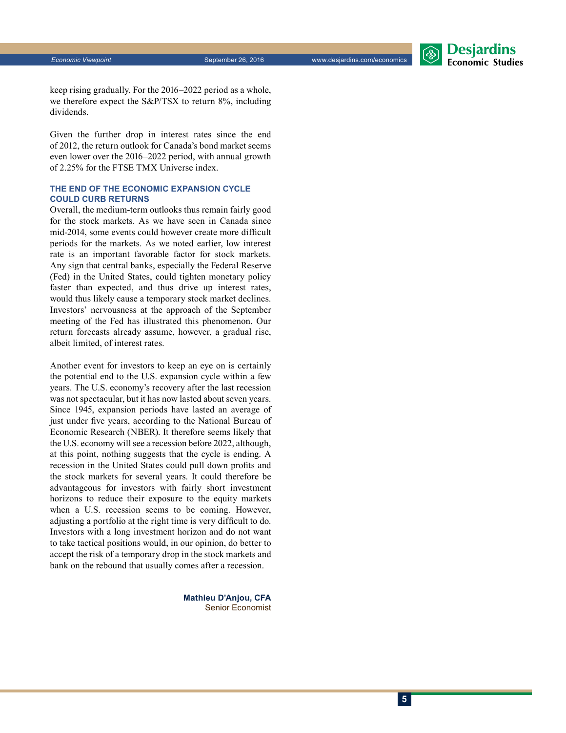keep rising gradually. For the 2016–2022 period as a whole, we therefore expect the S&P/TSX to return 8%, including dividends.

Given the further drop in interest rates since the end of 2012, the return outlook for Canada's bond market seems even lower over the 2016–2022 period, with annual growth of 2.25% for the FTSE TMX Universe index.

## THE END OF THE ECONOMIC EXPANSION CYCLE COULD CURB RETURNS

Overall, the medium-term outlooks thus remain fairly good for the stock markets. As we have seen in Canada since mid-2014, some events could however create more difficult periods for the markets. As we noted earlier, low interest rate is an important favorable factor for stock markets. Any sign that central banks, especially the Federal Reserve (Fed) in the United States, could tighten monetary policy faster than expected, and thus drive up interest rates, would thus likely cause a temporary stock market declines. Investors' nervousness at the approach of the September meeting of the Fed has illustrated this phenomenon. Our return forecasts already assume, however, a gradual rise, albeit limited, of interest rates.

Another event for investors to keep an eye on is certainly the potential end to the U.S. expansion cycle within a few years. The U.S. economy's recovery after the last recession was not spectacular, but it has now lasted about seven years. Since 1945, expansion periods have lasted an average of just under five years, according to the National Bureau of Economic Research (NBER). It therefore seems likely that the U.S. economy will see a recession before 2022, although, at this point, nothing suggests that the cycle is ending. A recession in the United States could pull down profits and the stock markets for several years. It could therefore be advantageous for investors with fairly short investment horizons to reduce their exposure to the equity markets when a U.S. recession seems to be coming. However, adjusting a portfolio at the right time is very difficult to do. Investors with a long investment horizon and do not want to take tactical positions would, in our opinion, do better to accept the risk of a temporary drop in the stock markets and bank on the rebound that usually comes after a recession.

**Mathieu D'Anjou, CFA**
Senior Economist